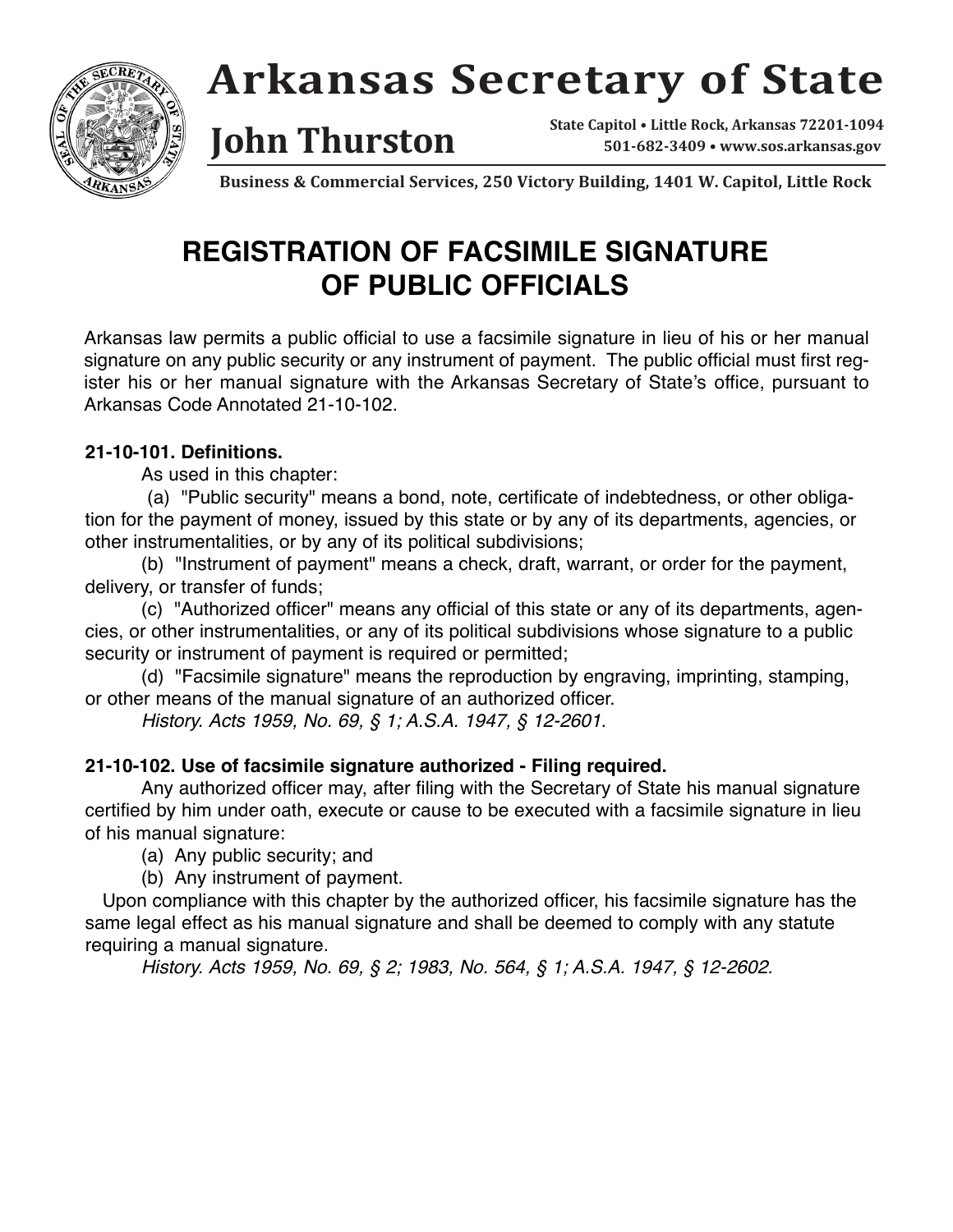# Arkansas Secretary of State

## John Thurston

State Capitol • Little Rock, Arkansas 72201-1094
501-682-3409 • www.sos.arkansas.gov

**Business & Commercial Services, 250 Victory Building, 1401 W. Capitol, Little Rock**

# REGISTRATION OF FACSIMILE SIGNATURE OF PUBLIC OFFICIALS

Arkansas law permits a public official to use a facsimile signature in lieu of his or her manual signature on any public security or any instrument of payment. The public official must first register his or her manual signature with the Arkansas Secretary of State's office, pursuant to Arkansas Code Annotated 21-10-102.

**21-10-101. Definitions.**

As used in this chapter:

(a) "Public security" means a bond, note, certificate of indebtedness, or other obligation for the payment of money, issued by this state or by any of its departments, agencies, or other instrumentalities, or by any of its political subdivisions;

(b) "Instrument of payment" means a check, draft, warrant, or order for the payment, delivery, or transfer of funds;

(c) "Authorized officer" means any official of this state or any of its departments, agencies, or other instrumentalities, or any of its political subdivisions whose signature to a public security or instrument of payment is required or permitted;

(d) "Facsimile signature" means the reproduction by engraving, imprinting, stamping, or other means of the manual signature of an authorized officer.

*History. Acts 1959, No. 69, § 1; A.S.A. 1947, § 12-2601.*

**21-10-102. Use of facsimile signature authorized - Filing required.**

Any authorized officer may, after filing with the Secretary of State his manual signature certified by him under oath, execute or cause to be executed with a facsimile signature in lieu of his manual signature:

(a) Any public security; and

(b) Any instrument of payment.

Upon compliance with this chapter by the authorized officer, his facsimile signature has the same legal effect as his manual signature and shall be deemed to comply with any statute requiring a manual signature.

*History. Acts 1959, No. 69, § 2; 1983, No. 564, § 1; A.S.A. 1947, § 12-2602.*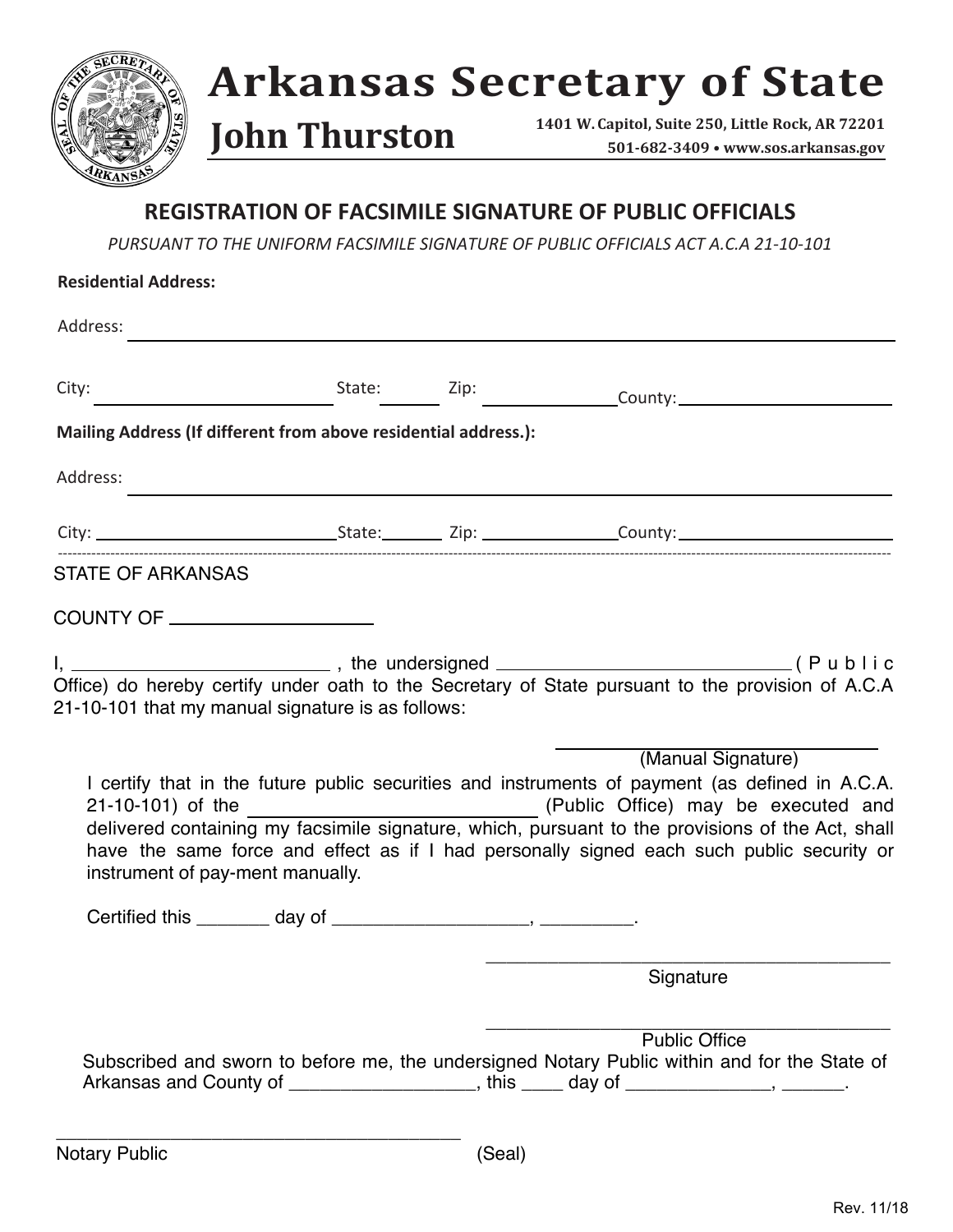# Arkansas Secretary of State

## John Thurston

**1401 W. Capitol, Suite 250, Little Rock, AR 72201**
**501-682-3409 • www.sos.arkansas.gov**

## REGISTRATION OF FACSIMILE SIGNATURE OF PUBLIC OFFICIALS

*PURSUANT TO THE UNIFORM FACSIMILE SIGNATURE OF PUBLIC OFFICIALS ACT A.C.A 21-10-101*

**Residential Address:**

Address: ______________________________________________

City: ____________________ State: ______ Zip: ____________ County: ____________________

**Mailing Address (If different from above residential address.):**

Address: ______________________________________________

City: ____________________ State: ______ Zip: ____________ County: ____________________

---

STATE OF ARKANSAS

COUNTY OF ____________________

I, ______________________ , the undersigned ________________________ (Public Office) do hereby certify under oath to the Secretary of State pursuant to the provision of A.C.A 21-10-101 that my manual signature is as follows:

______________________________
(Manual Signature)

I certify that in the future public securities and instruments of payment (as defined in A.C.A. 21-10-101) of the ________________________ (Public Office) may be executed and delivered containing my facsimile signature, which, pursuant to the provisions of the Act, shall have the same force and effect as if I had personally signed each such public security or instrument of pay-ment manually.

Certified this _______ day of ___________________, _________.

________________________________________
Signature

________________________________________
Public Office

Subscribed and sworn to before me, the undersigned Notary Public within and for the State of Arkansas and County of _________________, this ____ day of ______________, ______.

________________________________________
Notary Public (Seal)